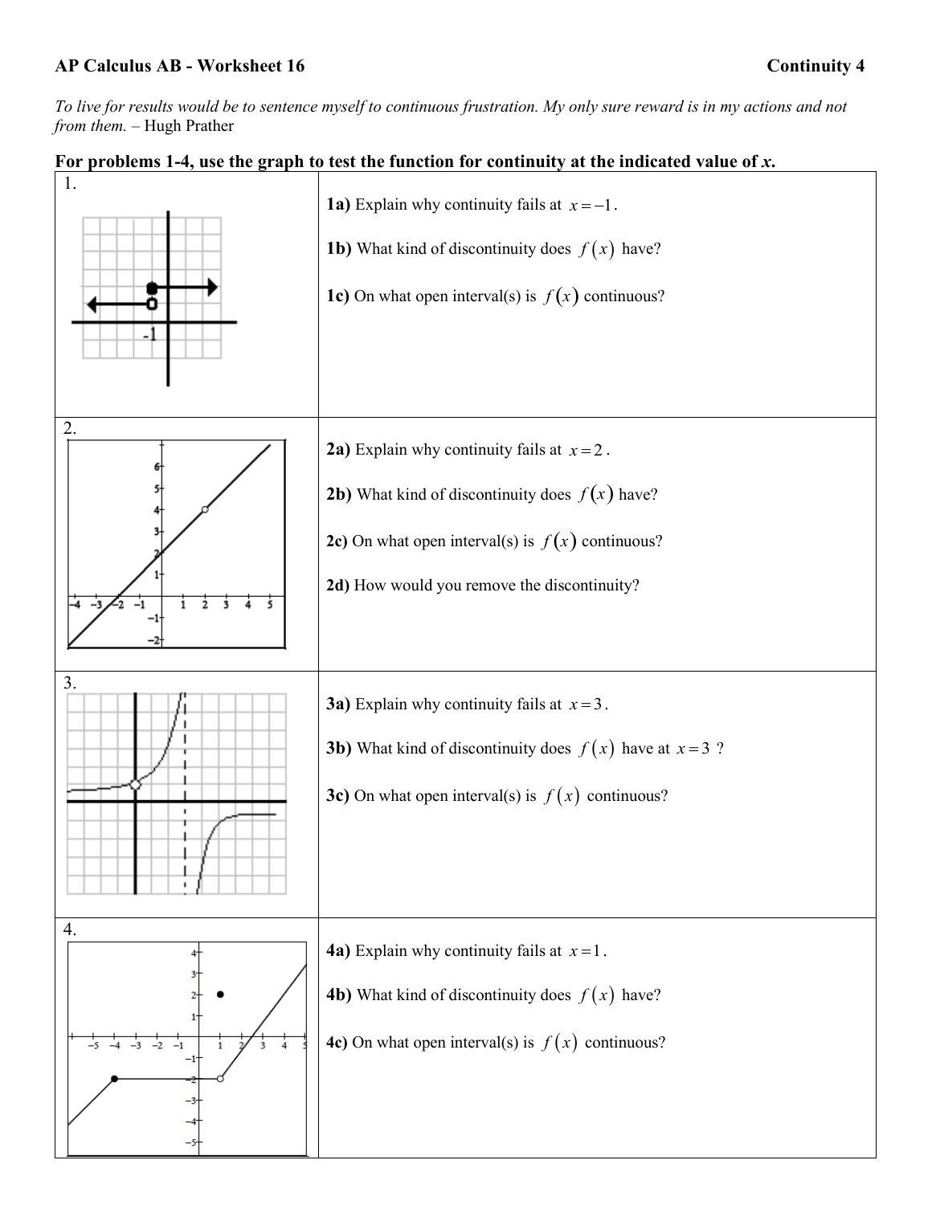**AP Calculus AB - Worksheet 16** **Continuity 4**

*To live for results would be to sentence myself to continuous frustration. My only sure reward is in my actions and not from them.* – Hugh Prather

**For problems 1-4, use the graph to test the function for continuity at the indicated value of *x*.**

1.

**1a)** Explain why continuity fails at $x = -1$.

**1b)** What kind of discontinuity does $f(x)$ have?

**1c)** On what open interval(s) is $f(x)$ continuous?

2.

**2a)** Explain why continuity fails at $x = 2$.

**2b)** What kind of discontinuity does $f(x)$ have?

**2c)** On what open interval(s) is $f(x)$ continuous?

**2d)** How would you remove the discontinuity?

3.

**3a)** Explain why continuity fails at $x = 3$.

**3b)** What kind of discontinuity does $f(x)$ have at $x = 3$ ?

**3c)** On what open interval(s) is $f(x)$ continuous?

4.

**4a)** Explain why continuity fails at $x = 1$.

**4b)** What kind of discontinuity does $f(x)$ have?

**4c)** On what open interval(s) is $f(x)$ continuous?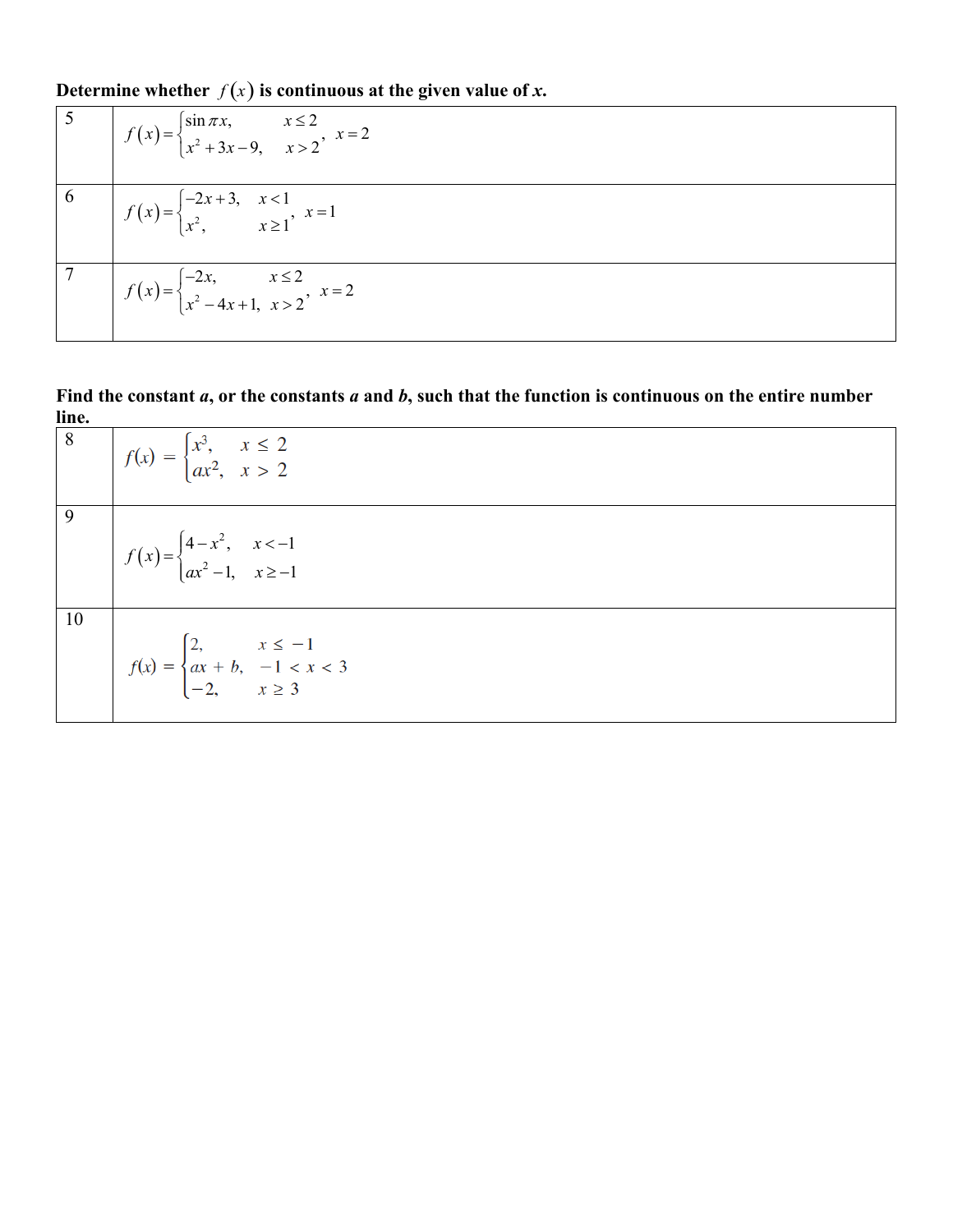**Determine whether $f(x)$ is continuous at the given value of *x*.**

| | |
|---|---|
| 5 | $f(x)=\begin{cases}\sin \pi x, & x \le 2 \\ x^2+3x-9, & x>2\end{cases}, \quad x=2$ |
| 6 | $f(x)=\begin{cases}-2x+3, & x<1 \\ x^2, & x \ge 1\end{cases}, \quad x=1$ |
| 7 | $f(x)=\begin{cases}-2x, & x \le 2 \\ x^2-4x+1, & x>2\end{cases}, \quad x=2$ |

**Find the constant *a*, or the constants *a* and *b*, such that the function is continuous on the entire number line.**

| | |
|---|---|
| 8 | $f(x)=\begin{cases}x^3, & x \le 2 \\ ax^2, & x>2\end{cases}$ |
| 9 | $f(x)=\begin{cases}4-x^2, & x<-1 \\ ax^2-1, & x \ge -1\end{cases}$ |
| 10 | $f(x)=\begin{cases}2, & x \le -1 \\ ax+b, & -1<x<3 \\ -2, & x \ge 3\end{cases}$ |